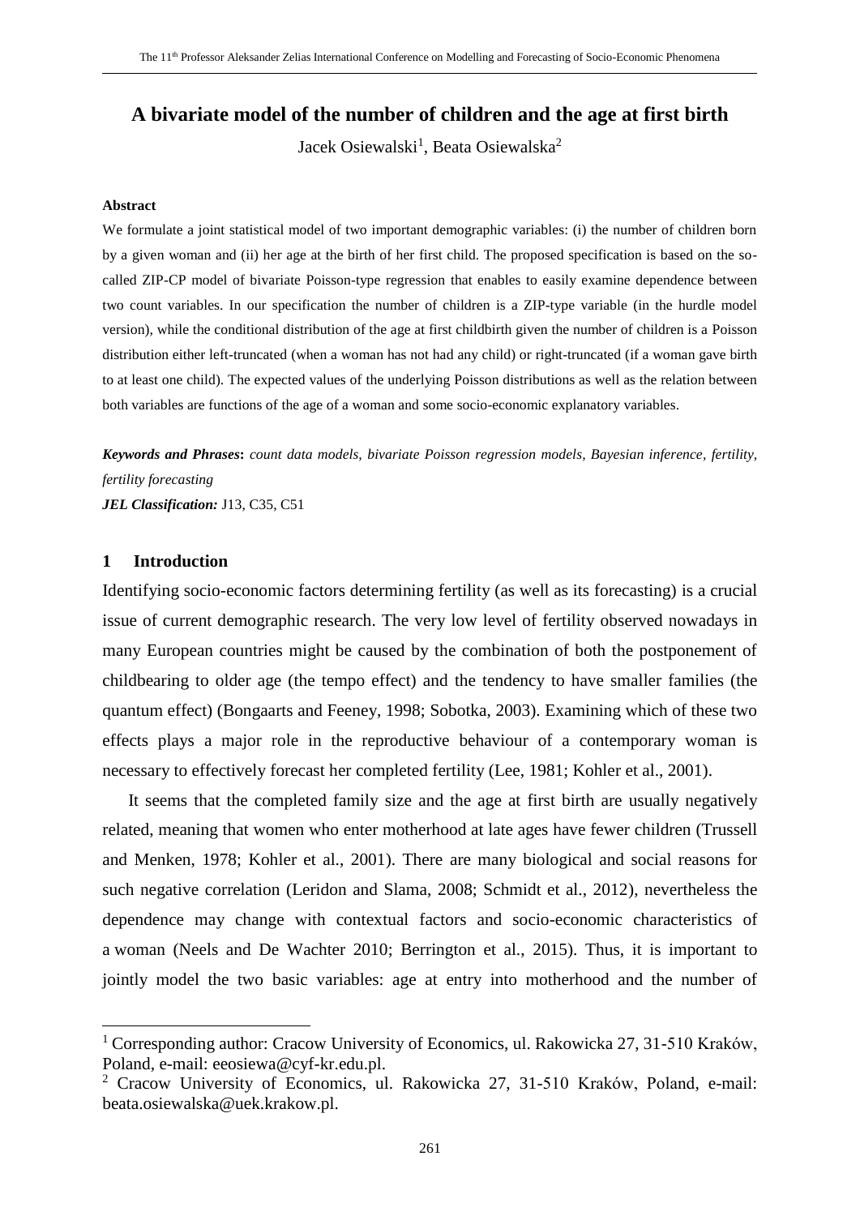# A bivariate model of the number of children and the age at first birth

Jacek Osiewalski[1], Beata Osiewalska[2]

#### Abstract

We formulate a joint statistical model of two important demographic variables: (i) the number of children born by a given woman and (ii) her age at the birth of her first child. The proposed specification is based on the so-called ZIP-CP model of bivariate Poisson-type regression that enables to easily examine dependence between two count variables. In our specification the number of children is a ZIP-type variable (in the hurdle model version), while the conditional distribution of the age at first childbirth given the number of children is a Poisson distribution either left-truncated (when a woman has not had any child) or right-truncated (if a woman gave birth to at least one child). The expected values of the underlying Poisson distributions as well as the relation between both variables are functions of the age of a woman and some socio-economic explanatory variables.

***Keywords and Phrases*:** *count data models, bivariate Poisson regression models, Bayesian inference, fertility, fertility forecasting*

***JEL Classification:*** J13, C35, C51

## 1 Introduction

Identifying socio-economic factors determining fertility (as well as its forecasting) is a crucial issue of current demographic research. The very low level of fertility observed nowadays in many European countries might be caused by the combination of both the postponement of childbearing to older age (the tempo effect) and the tendency to have smaller families (the quantum effect) (Bongaarts and Feeney, 1998; Sobotka, 2003). Examining which of these two effects plays a major role in the reproductive behaviour of a contemporary woman is necessary to effectively forecast her completed fertility (Lee, 1981; Kohler et al., 2001).

It seems that the completed family size and the age at first birth are usually negatively related, meaning that women who enter motherhood at late ages have fewer children (Trussell and Menken, 1978; Kohler et al., 2001). There are many biological and social reasons for such negative correlation (Leridon and Slama, 2008; Schmidt et al., 2012), nevertheless the dependence may change with contextual factors and socio-economic characteristics of a woman (Neels and De Wachter 2010; Berrington et al., 2015). Thus, it is important to jointly model the two basic variables: age at entry into motherhood and the number of

---

[1] Corresponding author: Cracow University of Economics, ul. Rakowicka 27, 31-510 Kraków, Poland, e-mail: eeosiewa@cyf-kr.edu.pl.

[2] Cracow University of Economics, ul. Rakowicka 27, 31-510 Kraków, Poland, e-mail: beata.osiewalska@uek.krakow.pl.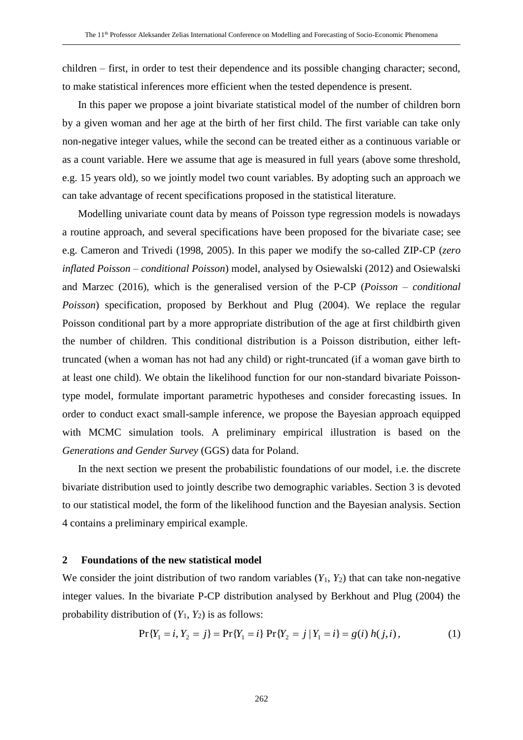children – first, in order to test their dependence and its possible changing character; second, to make statistical inferences more efficient when the tested dependence is present.

In this paper we propose a joint bivariate statistical model of the number of children born by a given woman and her age at the birth of her first child. The first variable can take only non-negative integer values, while the second can be treated either as a continuous variable or as a count variable. Here we assume that age is measured in full years (above some threshold, e.g. 15 years old), so we jointly model two count variables. By adopting such an approach we can take advantage of recent specifications proposed in the statistical literature.

Modelling univariate count data by means of Poisson type regression models is nowadays a routine approach, and several specifications have been proposed for the bivariate case; see e.g. Cameron and Trivedi (1998, 2005). In this paper we modify the so-called ZIP-CP (*zero inflated Poisson – conditional Poisson*) model, analysed by Osiewalski (2012) and Osiewalski and Marzec (2016), which is the generalised version of the P-CP (*Poisson – conditional Poisson*) specification, proposed by Berkhout and Plug (2004). We replace the regular Poisson conditional part by a more appropriate distribution of the age at first childbirth given the number of children. This conditional distribution is a Poisson distribution, either left-truncated (when a woman has not had any child) or right-truncated (if a woman gave birth to at least one child). We obtain the likelihood function for our non-standard bivariate Poisson-type model, formulate important parametric hypotheses and consider forecasting issues. In order to conduct exact small-sample inference, we propose the Bayesian approach equipped with MCMC simulation tools. A preliminary empirical illustration is based on the *Generations and Gender Survey* (GGS) data for Poland.

In the next section we present the probabilistic foundations of our model, i.e. the discrete bivariate distribution used to jointly describe two demographic variables. Section 3 is devoted to our statistical model, the form of the likelihood function and the Bayesian analysis. Section 4 contains a preliminary empirical example.

## 2 Foundations of the new statistical model

We consider the joint distribution of two random variables ($Y_1$, $Y_2$) that can take non-negative integer values. In the bivariate P-CP distribution analysed by Berkhout and Plug (2004) the probability distribution of ($Y_1$, $Y_2$) is as follows:

$$\Pr\{Y_1 = i, Y_2 = j\} = \Pr\{Y_1 = i\}\,\Pr\{Y_2 = j \mid Y_1 = i\} = g(i)\,h(j,i), \qquad (1)$$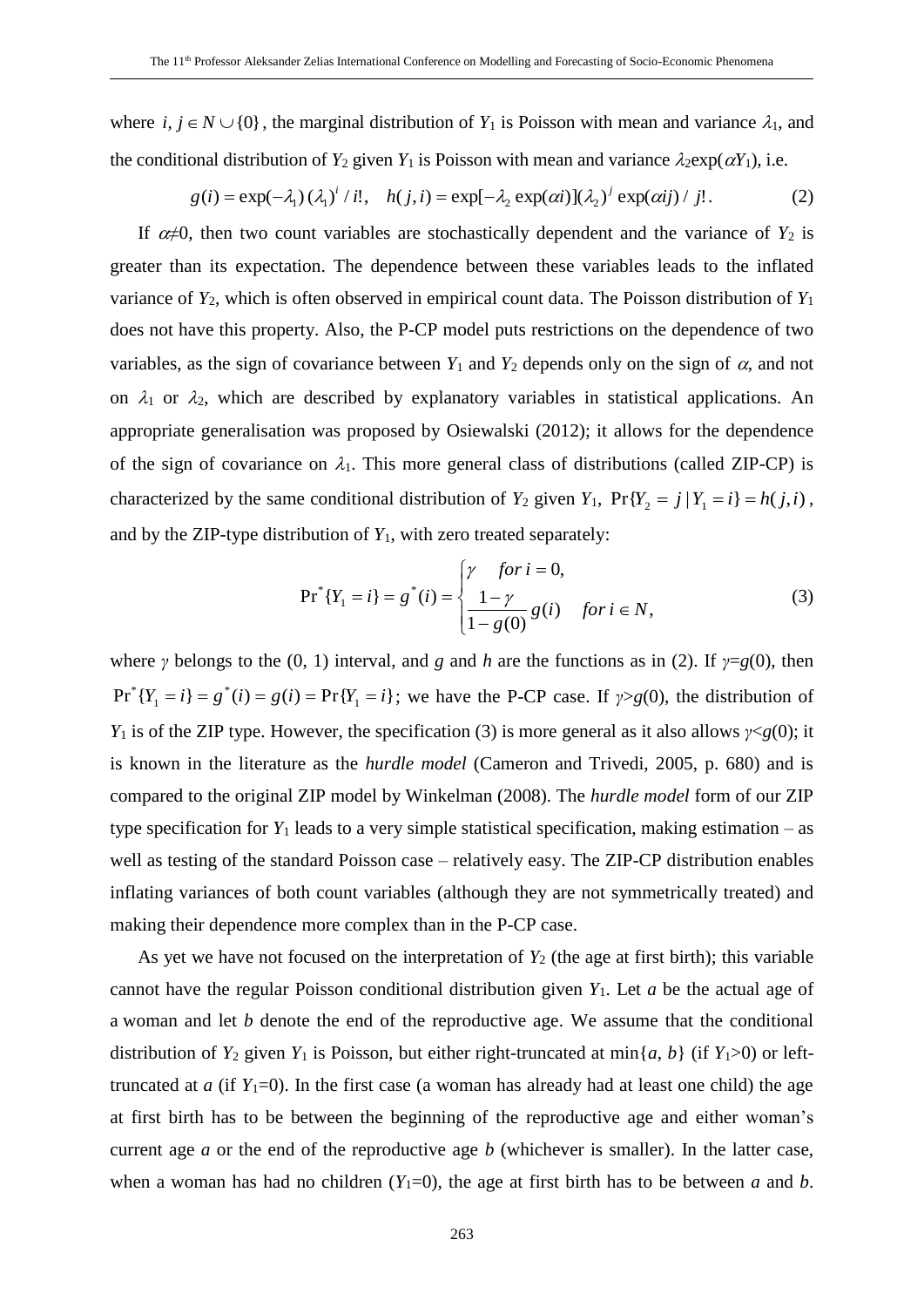where $i, j \in N \cup \{0\}$, the marginal distribution of $Y_1$ is Poisson with mean and variance $\lambda_1$, and the conditional distribution of $Y_2$ given $Y_1$ is Poisson with mean and variance $\lambda_2\exp(\alpha Y_1)$, i.e.

$$g(i) = \exp(-\lambda_1)(\lambda_1)^i / i!, \quad h(j,i) = \exp[-\lambda_2 \exp(\alpha i)](\lambda_2)^j \exp(\alpha i j) / j!. \tag{2}$$

If $\alpha \neq 0$, then two count variables are stochastically dependent and the variance of $Y_2$ is greater than its expectation. The dependence between these variables leads to the inflated variance of $Y_2$, which is often observed in empirical count data. The Poisson distribution of $Y_1$ does not have this property. Also, the P-CP model puts restrictions on the dependence of two variables, as the sign of covariance between $Y_1$ and $Y_2$ depends only on the sign of $\alpha$, and not on $\lambda_1$ or $\lambda_2$, which are described by explanatory variables in statistical applications. An appropriate generalisation was proposed by Osiewalski (2012); it allows for the dependence of the sign of covariance on $\lambda_1$. This more general class of distributions (called ZIP-CP) is characterized by the same conditional distribution of $Y_2$ given $Y_1$, $\Pr\{Y_2 = j \mid Y_1 = i\} = h(j,i)$, and by the ZIP-type distribution of $Y_1$, with zero treated separately:

$$\Pr^*\{Y_1 = i\} = g^*(i) = \begin{cases} \gamma & for\ i = 0, \\ \dfrac{1-\gamma}{1-g(0)}\, g(i) & for\ i \in N, \end{cases} \tag{3}$$

where $\gamma$ belongs to the (0, 1) interval, and $g$ and $h$ are the functions as in (2). If $\gamma = g(0)$, then $\Pr^*\{Y_1 = i\} = g^*(i) = g(i) = \Pr\{Y_1 = i\}$; we have the P-CP case. If $\gamma > g(0)$, the distribution of $Y_1$ is of the ZIP type. However, the specification (3) is more general as it also allows $\gamma < g(0)$; it is known in the literature as the *hurdle model* (Cameron and Trivedi, 2005, p. 680) and is compared to the original ZIP model by Winkelman (2008). The *hurdle model* form of our ZIP type specification for $Y_1$ leads to a very simple statistical specification, making estimation – as well as testing of the standard Poisson case – relatively easy. The ZIP-CP distribution enables inflating variances of both count variables (although they are not symmetrically treated) and making their dependence more complex than in the P-CP case.

As yet we have not focused on the interpretation of $Y_2$ (the age at first birth); this variable cannot have the regular Poisson conditional distribution given $Y_1$. Let $a$ be the actual age of a woman and let $b$ denote the end of the reproductive age. We assume that the conditional distribution of $Y_2$ given $Y_1$ is Poisson, but either right-truncated at $\min\{a, b\}$ (if $Y_1 > 0$) or left-truncated at $a$ (if $Y_1 = 0$). In the first case (a woman has already had at least one child) the age at first birth has to be between the beginning of the reproductive age and either woman's current age $a$ or the end of the reproductive age $b$ (whichever is smaller). In the latter case, when a woman has had no children ($Y_1 = 0$), the age at first birth has to be between $a$ and $b$.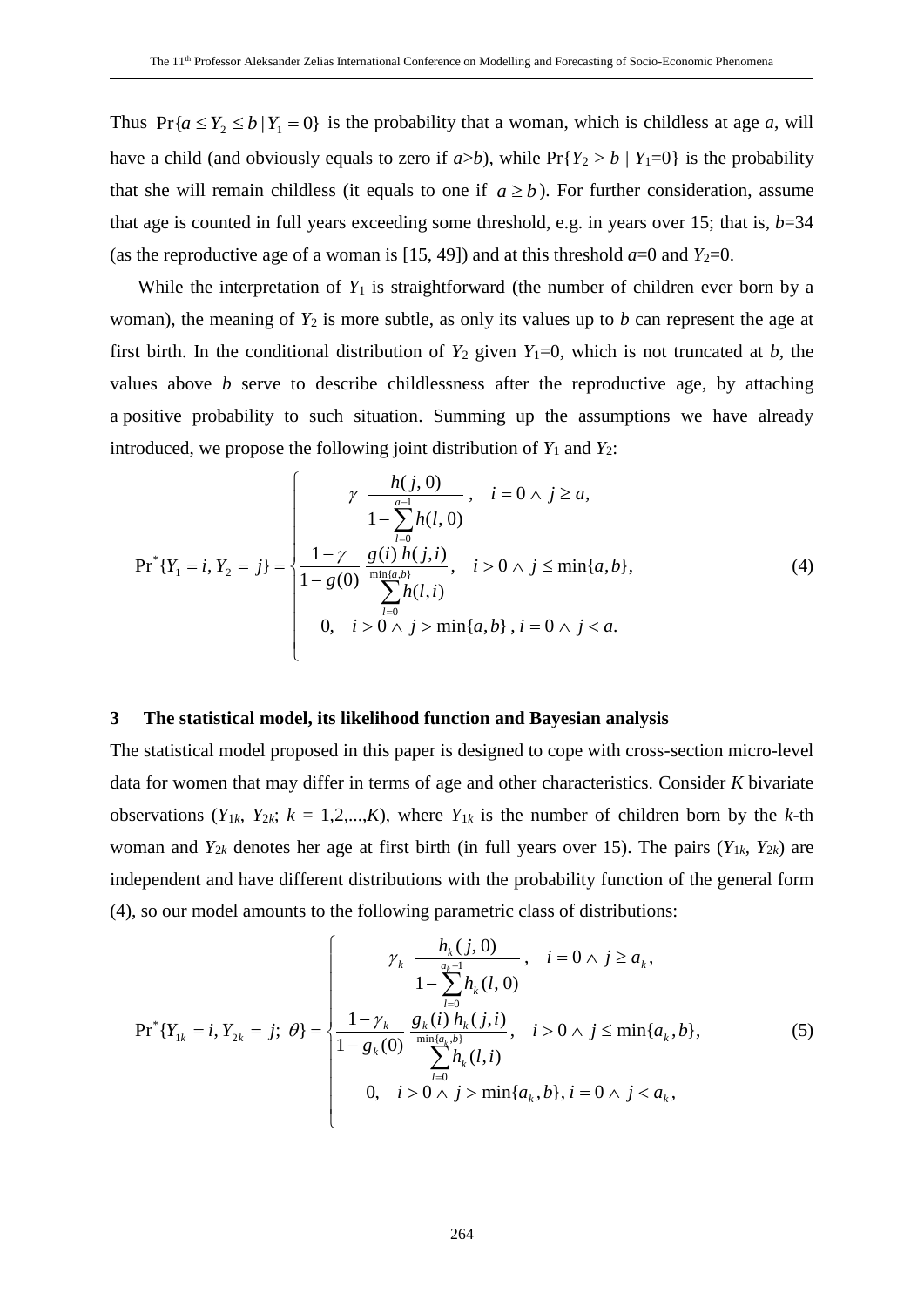Thus $\Pr\{a \le Y_2 \le b \mid Y_1 = 0\}$ is the probability that a woman, which is childless at age *a*, will have a child (and obviously equals to zero if $a>b$), while $\Pr\{Y_2 > b \mid Y_1=0\}$ is the probability that she will remain childless (it equals to one if $a \ge b$). For further consideration, assume that age is counted in full years exceeding some threshold, e.g. in years over 15; that is, $b=34$ (as the reproductive age of a woman is [15, 49]) and at this threshold $a=0$ and $Y_2=0$.

While the interpretation of $Y_1$ is straightforward (the number of children ever born by a woman), the meaning of $Y_2$ is more subtle, as only its values up to *b* can represent the age at first birth. In the conditional distribution of $Y_2$ given $Y_1=0$, which is not truncated at *b*, the values above *b* serve to describe childlessness after the reproductive age, by attaching a positive probability to such situation. Summing up the assumptions we have already introduced, we propose the following joint distribution of $Y_1$ and $Y_2$:

$$
\Pr^*\{Y_1 = i, Y_2 = j\} = \begin{cases} \gamma \; \dfrac{h(j,0)}{1-\sum_{l=0}^{a-1} h(l,0)}, & i = 0 \wedge j \ge a, \\[2ex] \dfrac{1-\gamma}{1-g(0)} \; \dfrac{g(i)\, h(j,i)}{\sum_{l=0}^{\min\{a,b\}} h(l,i)}, & i > 0 \wedge j \le \min\{a,b\}, \\[2ex] 0, \quad i > 0 \wedge j > \min\{a,b\},\; i = 0 \wedge j < a. & \end{cases} \tag{4}
$$

## 3 The statistical model, its likelihood function and Bayesian analysis

The statistical model proposed in this paper is designed to cope with cross-section micro-level data for women that may differ in terms of age and other characteristics. Consider *K* bivariate observations ($Y_{1k}$, $Y_{2k}$; $k = 1,2,...,K$), where $Y_{1k}$ is the number of children born by the *k*-th woman and $Y_{2k}$ denotes her age at first birth (in full years over 15). The pairs ($Y_{1k}$, $Y_{2k}$) are independent and have different distributions with the probability function of the general form (4), so our model amounts to the following parametric class of distributions:

$$
\Pr^*\{Y_{1k} = i, Y_{2k} = j;\, \theta\} = \begin{cases} \gamma_k \; \dfrac{h_k(j,0)}{1-\sum_{l=0}^{a_k-1} h_k(l,0)}, & i = 0 \wedge j \ge a_k, \\[2ex] \dfrac{1-\gamma_k}{1-g_k(0)} \; \dfrac{g_k(i)\, h_k(j,i)}{\sum_{l=0}^{\min\{a_k,b\}} h_k(l,i)}, & i > 0 \wedge j \le \min\{a_k,b\}, \\[2ex] 0, \quad i > 0 \wedge j > \min\{a_k,b\},\; i = 0 \wedge j < a_k, & \end{cases} \tag{5}
$$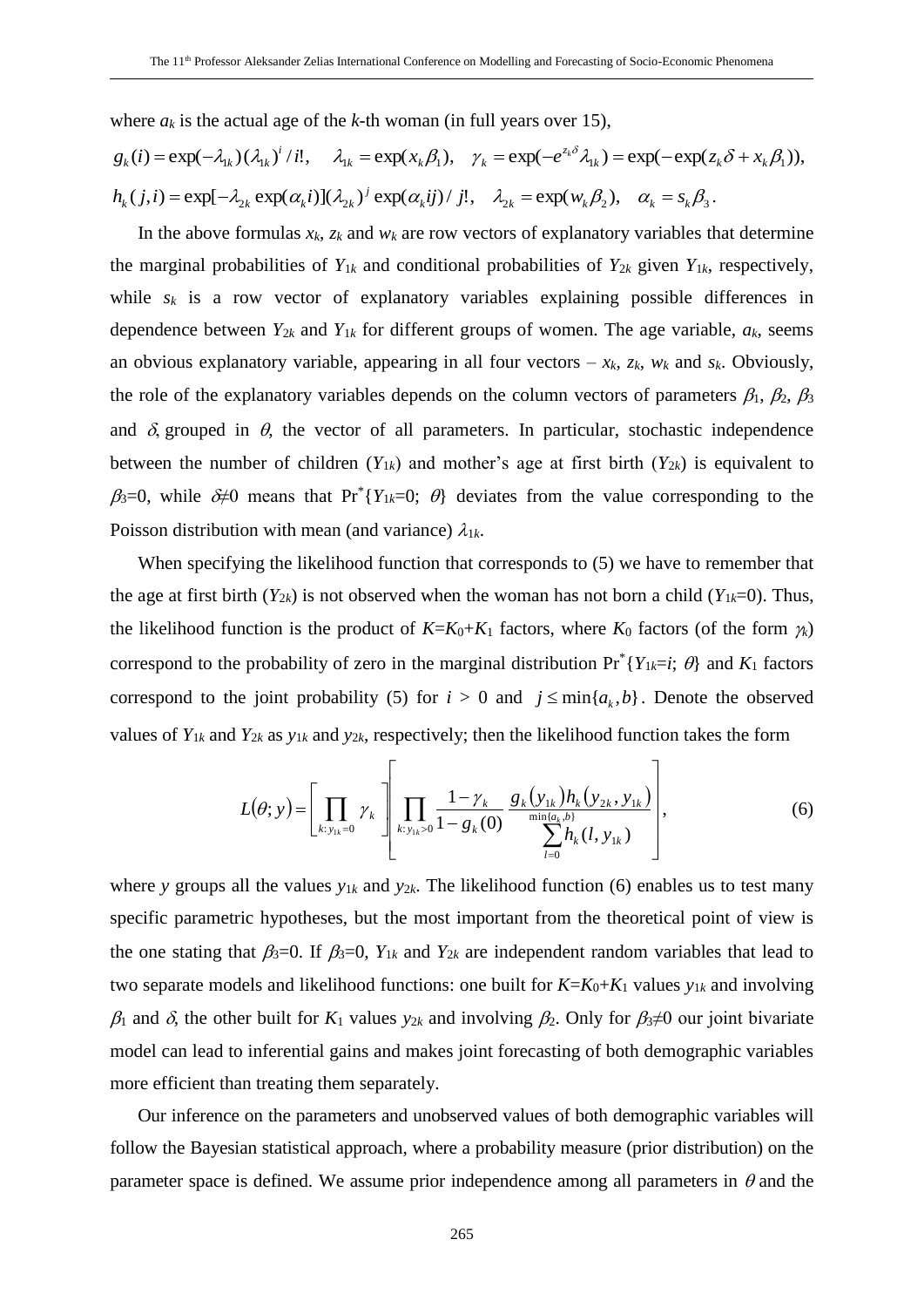where $a_k$ is the actual age of the $k$-th woman (in full years over 15),

$$g_k(i) = \exp(-\lambda_{1k})(\lambda_{1k})^i / i!, \quad \lambda_{1k} = \exp(x_k\beta_1), \quad \gamma_k = \exp(-e^{z_k\delta}\lambda_{1k}) = \exp(-\exp(z_k\delta + x_k\beta_1)),$$

$$h_k(j,i) = \exp[-\lambda_{2k}\exp(\alpha_k i)](\lambda_{2k})^j \exp(\alpha_k ij)/j!, \quad \lambda_{2k} = \exp(w_k\beta_2), \quad \alpha_k = s_k\beta_3.$$

In the above formulas $x_k$, $z_k$ and $w_k$ are row vectors of explanatory variables that determine the marginal probabilities of $Y_{1k}$ and conditional probabilities of $Y_{2k}$ given $Y_{1k}$, respectively, while $s_k$ is a row vector of explanatory variables explaining possible differences in dependence between $Y_{2k}$ and $Y_{1k}$ for different groups of women. The age variable, $a_k$, seems an obvious explanatory variable, appearing in all four vectors – $x_k$, $z_k$, $w_k$ and $s_k$. Obviously, the role of the explanatory variables depends on the column vectors of parameters $\beta_1$, $\beta_2$, $\beta_3$ and $\delta$, grouped in $\theta$, the vector of all parameters. In particular, stochastic independence between the number of children ($Y_{1k}$) and mother's age at first birth ($Y_{2k}$) is equivalent to $\beta_3=0$, while $\delta\neq 0$ means that $\Pr^*\{Y_{1k}=0;\ \theta\}$ deviates from the value corresponding to the Poisson distribution with mean (and variance) $\lambda_{1k}$.

When specifying the likelihood function that corresponds to (5) we have to remember that the age at first birth ($Y_{2k}$) is not observed when the woman has not born a child ($Y_{1k}=0$). Thus, the likelihood function is the product of $K=K_0+K_1$ factors, where $K_0$ factors (of the form $\gamma_k$) correspond to the probability of zero in the marginal distribution $\Pr^*\{Y_{1k}=i;\ \theta\}$ and $K_1$ factors correspond to the joint probability (5) for $i > 0$ and $j \leq \min\{a_k, b\}$. Denote the observed values of $Y_{1k}$ and $Y_{2k}$ as $y_{1k}$ and $y_{2k}$, respectively; then the likelihood function takes the form

$$L(\theta; y) = \left[\prod_{k:\, y_{1k}=0} \gamma_k\right] \left[\prod_{k:\, y_{1k}>0} \frac{1-\gamma_k}{1-g_k(0)} \frac{g_k(y_{1k})h_k(y_{2k}, y_{1k})}{\sum_{l=0}^{\min\{a_k,b\}} h_k(l, y_{1k})}\right], \tag{6}$$

where $y$ groups all the values $y_{1k}$ and $y_{2k}$. The likelihood function (6) enables us to test many specific parametric hypotheses, but the most important from the theoretical point of view is the one stating that $\beta_3=0$. If $\beta_3=0$, $Y_{1k}$ and $Y_{2k}$ are independent random variables that lead to two separate models and likelihood functions: one built for $K=K_0+K_1$ values $y_{1k}$ and involving $\beta_1$ and $\delta$, the other built for $K_1$ values $y_{2k}$ and involving $\beta_2$. Only for $\beta_3\neq 0$ our joint bivariate model can lead to inferential gains and makes joint forecasting of both demographic variables more efficient than treating them separately.

Our inference on the parameters and unobserved values of both demographic variables will follow the Bayesian statistical approach, where a probability measure (prior distribution) on the parameter space is defined. We assume prior independence among all parameters in $\theta$ and the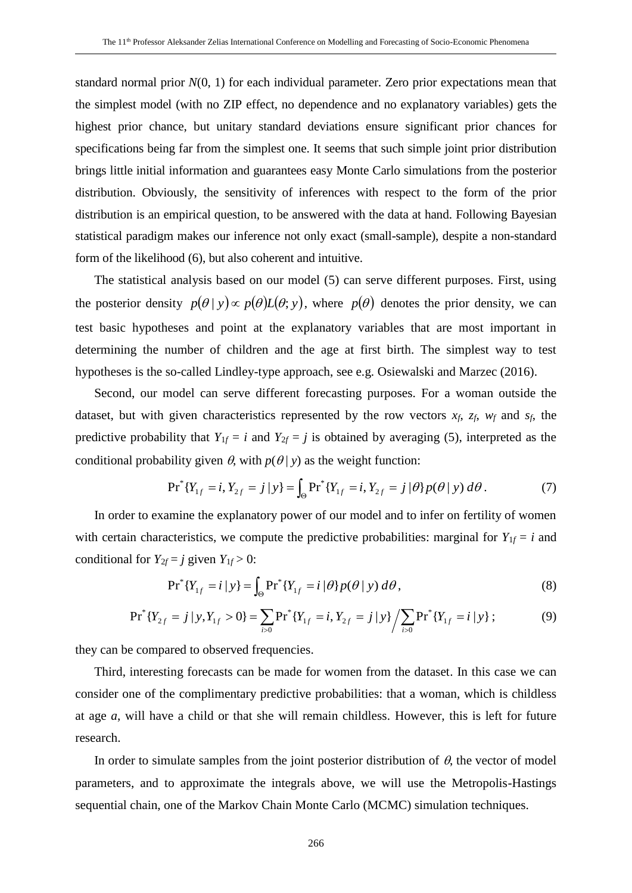standard normal prior $N(0, 1)$ for each individual parameter. Zero prior expectations mean that the simplest model (with no ZIP effect, no dependence and no explanatory variables) gets the highest prior chance, but unitary standard deviations ensure significant prior chances for specifications being far from the simplest one. It seems that such simple joint prior distribution brings little initial information and guarantees easy Monte Carlo simulations from the posterior distribution. Obviously, the sensitivity of inferences with respect to the form of the prior distribution is an empirical question, to be answered with the data at hand. Following Bayesian statistical paradigm makes our inference not only exact (small-sample), despite a non-standard form of the likelihood (6), but also coherent and intuitive.

The statistical analysis based on our model (5) can serve different purposes. First, using the posterior density $p(\theta \mid y) \propto p(\theta)L(\theta; y)$, where $p(\theta)$ denotes the prior density, we can test basic hypotheses and point at the explanatory variables that are most important in determining the number of children and the age at first birth. The simplest way to test hypotheses is the so-called Lindley-type approach, see e.g. Osiewalski and Marzec (2016).

Second, our model can serve different forecasting purposes. For a woman outside the dataset, but with given characteristics represented by the row vectors $x_f$, $z_f$, $w_f$ and $s_f$, the predictive probability that $Y_{1f} = i$ and $Y_{2f} = j$ is obtained by averaging (5), interpreted as the conditional probability given $\theta$, with $p(\theta \mid y)$ as the weight function:

$$\Pr^*\{Y_{1f} = i, Y_{2f} = j \mid y\} = \int_\Theta \Pr^*\{Y_{1f} = i, Y_{2f} = j \mid \theta\} p(\theta \mid y)\, d\theta. \tag{7}$$

In order to examine the explanatory power of our model and to infer on fertility of women with certain characteristics, we compute the predictive probabilities: marginal for $Y_{1f} = i$ and conditional for $Y_{2f} = j$ given $Y_{1f} > 0$:

$$\Pr^*\{Y_{1f} = i \mid y\} = \int_\Theta \Pr^*\{Y_{1f} = i \mid \theta\} p(\theta \mid y)\, d\theta, \tag{8}$$

$$\Pr^*\{Y_{2f} = j \mid y, Y_{1f} > 0\} = \sum_{i>0} \Pr^*\{Y_{1f} = i, Y_{2f} = j \mid y\} \Big/ \sum_{i>0} \Pr^*\{Y_{1f} = i \mid y\}; \tag{9}$$

they can be compared to observed frequencies.

Third, interesting forecasts can be made for women from the dataset. In this case we can consider one of the complimentary predictive probabilities: that a woman, which is childless at age $a$, will have a child or that she will remain childless. However, this is left for future research.

In order to simulate samples from the joint posterior distribution of $\theta$, the vector of model parameters, and to approximate the integrals above, we will use the Metropolis-Hastings sequential chain, one of the Markov Chain Monte Carlo (MCMC) simulation techniques.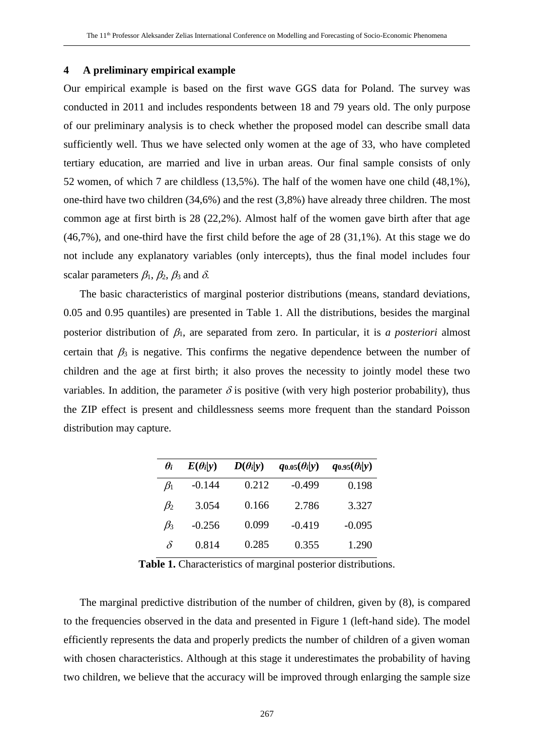## 4 A preliminary empirical example

Our empirical example is based on the first wave GGS data for Poland. The survey was conducted in 2011 and includes respondents between 18 and 79 years old. The only purpose of our preliminary analysis is to check whether the proposed model can describe small data sufficiently well. Thus we have selected only women at the age of 33, who have completed tertiary education, are married and live in urban areas. Our final sample consists of only 52 women, of which 7 are childless (13,5%). The half of the women have one child (48,1%), one-third have two children (34,6%) and the rest (3,8%) have already three children. The most common age at first birth is 28 (22,2%). Almost half of the women gave birth after that age (46,7%), and one-third have the first child before the age of 28 (31,1%). At this stage we do not include any explanatory variables (only intercepts), thus the final model includes four scalar parameters $\beta_1$, $\beta_2$, $\beta_3$ and $\delta$.

The basic characteristics of marginal posterior distributions (means, standard deviations, 0.05 and 0.95 quantiles) are presented in Table 1. All the distributions, besides the marginal posterior distribution of $\beta_1$, are separated from zero. In particular, it is *a posteriori* almost certain that $\beta_3$ is negative. This confirms the negative dependence between the number of children and the age at first birth; it also proves the necessity to jointly model these two variables. In addition, the parameter $\delta$ is positive (with very high posterior probability), thus the ZIP effect is present and childlessness seems more frequent than the standard Poisson distribution may capture.

| $\theta_i$ | $E(\theta_i\|y)$ | $D(\theta_i\|y)$ | $q_{0.05}(\theta_i\|y)$ | $q_{0.95}(\theta_i\|y)$ |
|---|---|---|---|---|
| $\beta_1$ | -0.144 | 0.212 | -0.499 | 0.198 |
| $\beta_2$ | 3.054 | 0.166 | 2.786 | 3.327 |
| $\beta_3$ | -0.256 | 0.099 | -0.419 | -0.095 |
| $\delta$ | 0.814 | 0.285 | 0.355 | 1.290 |

**Table 1.** Characteristics of marginal posterior distributions.

The marginal predictive distribution of the number of children, given by (8), is compared to the frequencies observed in the data and presented in Figure 1 (left-hand side). The model efficiently represents the data and properly predicts the number of children of a given woman with chosen characteristics. Although at this stage it underestimates the probability of having two children, we believe that the accuracy will be improved through enlarging the sample size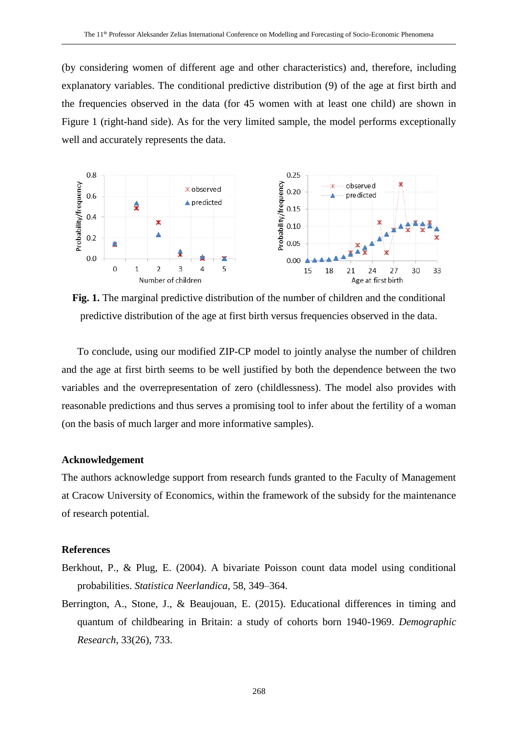(by considering women of different age and other characteristics) and, therefore, including explanatory variables. The conditional predictive distribution (9) of the age at first birth and the frequencies observed in the data (for 45 women with at least one child) are shown in Figure 1 (right-hand side). As for the very limited sample, the model performs exceptionally well and accurately represents the data.

**Fig. 1.** The marginal predictive distribution of the number of children and the conditional predictive distribution of the age at first birth versus frequencies observed in the data.

To conclude, using our modified ZIP-CP model to jointly analyse the number of children and the age at first birth seems to be well justified by both the dependence between the two variables and the overrepresentation of zero (childlessness). The model also provides with reasonable predictions and thus serves a promising tool to infer about the fertility of a woman (on the basis of much larger and more informative samples).

## Acknowledgement

The authors acknowledge support from research funds granted to the Faculty of Management at Cracow University of Economics, within the framework of the subsidy for the maintenance of research potential.

## References

Berkhout, P., & Plug, E. (2004). A bivariate Poisson count data model using conditional probabilities. *Statistica Neerlandica*, 58, 349–364.

Berrington, A., Stone, J., & Beaujouan, E. (2015). Educational differences in timing and quantum of childbearing in Britain: a study of cohorts born 1940-1969. *Demographic Research*, 33(26), 733.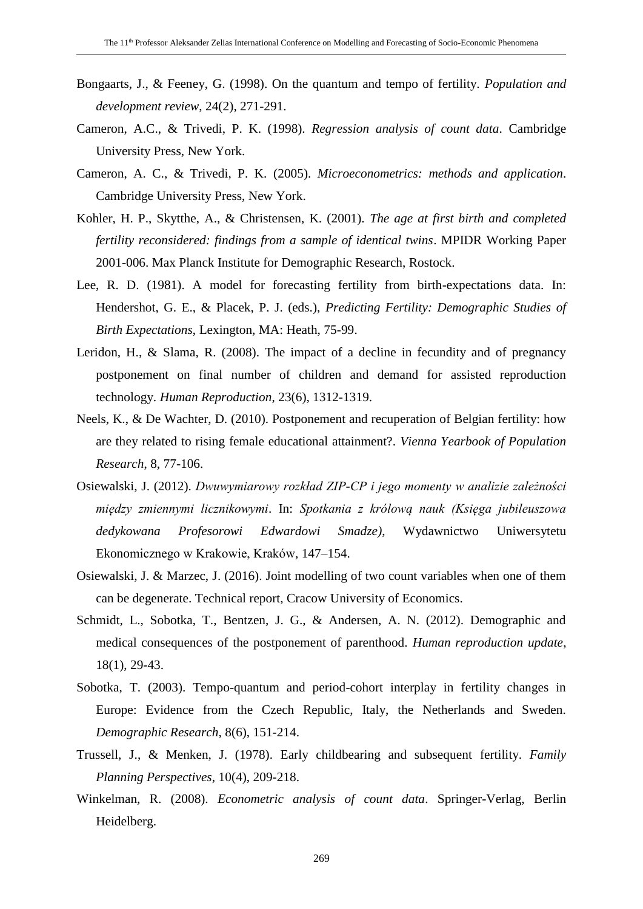Bongaarts, J., & Feeney, G. (1998). On the quantum and tempo of fertility. *Population and development review*, 24(2), 271-291.

Cameron, A.C., & Trivedi, P. K. (1998). *Regression analysis of count data*. Cambridge University Press, New York.

Cameron, A. C., & Trivedi, P. K. (2005). *Microeconometrics: methods and application*. Cambridge University Press, New York.

Kohler, H. P., Skytthe, A., & Christensen, K. (2001). *The age at first birth and completed fertility reconsidered: findings from a sample of identical twins*. MPIDR Working Paper 2001-006. Max Planck Institute for Demographic Research, Rostock.

Lee, R. D. (1981). A model for forecasting fertility from birth-expectations data. In: Hendershot, G. E., & Placek, P. J. (eds.), *Predicting Fertility: Demographic Studies of Birth Expectations*, Lexington, MA: Heath, 75-99.

Leridon, H., & Slama, R. (2008). The impact of a decline in fecundity and of pregnancy postponement on final number of children and demand for assisted reproduction technology. *Human Reproduction*, 23(6), 1312-1319.

Neels, K., & De Wachter, D. (2010). Postponement and recuperation of Belgian fertility: how are they related to rising female educational attainment?. *Vienna Yearbook of Population Research*, 8, 77-106.

Osiewalski, J. (2012). *Dwuwymiarowy rozkład ZIP-CP i jego momenty w analizie zależności między zmiennymi licznikowymi*. In: *Spotkania z królową nauk (Księga jubileuszowa dedykowana Profesorowi Edwardowi Smadze)*, Wydawnictwo Uniwersytetu Ekonomicznego w Krakowie, Kraków, 147–154.

Osiewalski, J. & Marzec, J. (2016). Joint modelling of two count variables when one of them can be degenerate. Technical report, Cracow University of Economics.

Schmidt, L., Sobotka, T., Bentzen, J. G., & Andersen, A. N. (2012). Demographic and medical consequences of the postponement of parenthood. *Human reproduction update*, 18(1), 29-43.

Sobotka, T. (2003). Tempo-quantum and period-cohort interplay in fertility changes in Europe: Evidence from the Czech Republic, Italy, the Netherlands and Sweden. *Demographic Research*, 8(6), 151-214.

Trussell, J., & Menken, J. (1978). Early childbearing and subsequent fertility. *Family Planning Perspectives*, 10(4), 209-218.

Winkelman, R. (2008). *Econometric analysis of count data*. Springer-Verlag, Berlin Heidelberg.